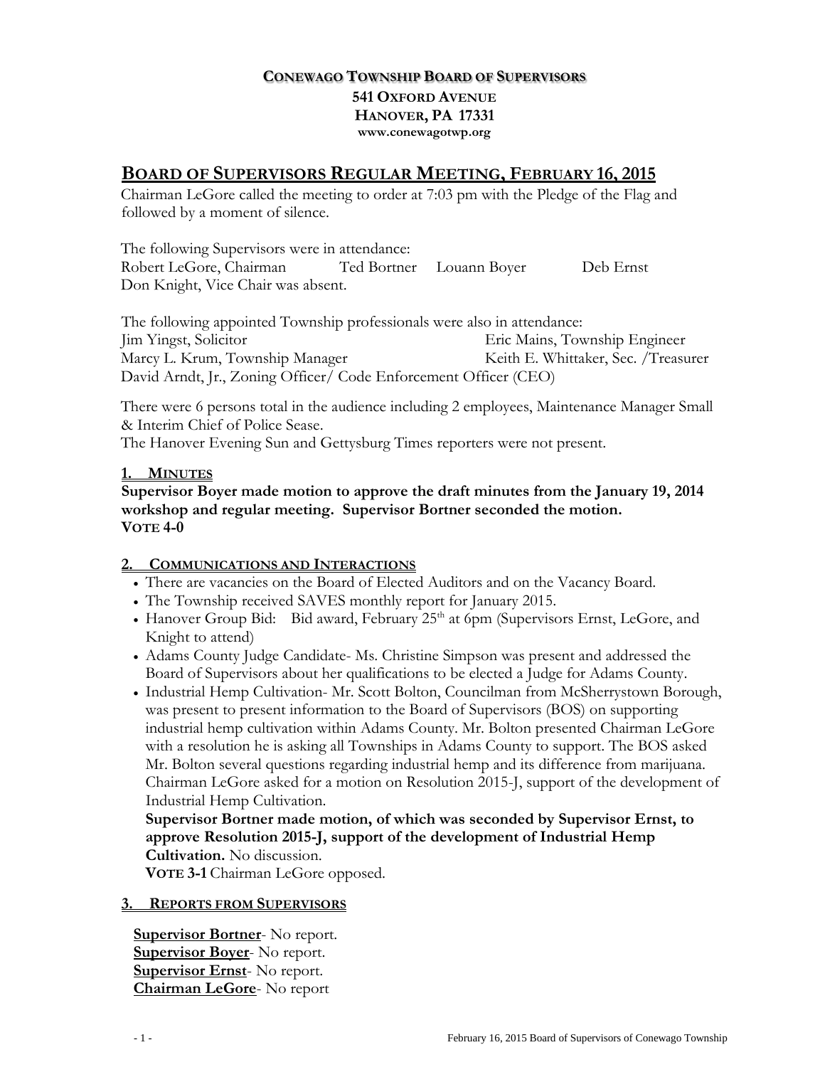**CONEWAGO TOWNSHIP BOARD OF SUPERVISORS**
**541 OXFORD AVENUE**
**HANOVER, PA 17331**
**www.conewagotwp.org**

# BOARD OF SUPERVISORS REGULAR MEETING, FEBRUARY 16, 2015

Chairman LeGore called the meeting to order at 7:03 pm with the Pledge of the Flag and followed by a moment of silence.

The following Supervisors were in attendance:
Robert LeGore, Chairman     Ted Bortner     Louann Boyer     Deb Ernst
Don Knight, Vice Chair was absent.

The following appointed Township professionals were also in attendance:
Jim Yingst, Solicitor     Eric Mains, Township Engineer
Marcy L. Krum, Township Manager     Keith E. Whittaker, Sec. /Treasurer
David Arndt, Jr., Zoning Officer/ Code Enforcement Officer (CEO)

There were 6 persons total in the audience including 2 employees, Maintenance Manager Small & Interim Chief of Police Sease.
The Hanover Evening Sun and Gettysburg Times reporters were not present.

## 1. MINUTES

**Supervisor Boyer made motion to approve the draft minutes from the January 19, 2014 workshop and regular meeting. Supervisor Bortner seconded the motion.**
**VOTE 4-0**

## 2. COMMUNICATIONS AND INTERACTIONS

- There are vacancies on the Board of Elected Auditors and on the Vacancy Board.
- The Township received SAVES monthly report for January 2015.
- Hanover Group Bid: Bid award, February 25th at 6pm (Supervisors Ernst, LeGore, and Knight to attend)
- Adams County Judge Candidate- Ms. Christine Simpson was present and addressed the Board of Supervisors about her qualifications to be elected a Judge for Adams County.
- Industrial Hemp Cultivation- Mr. Scott Bolton, Councilman from McSherrystown Borough, was present to present information to the Board of Supervisors (BOS) on supporting industrial hemp cultivation within Adams County. Mr. Bolton presented Chairman LeGore with a resolution he is asking all Townships in Adams County to support. The BOS asked Mr. Bolton several questions regarding industrial hemp and its difference from marijuana. Chairman LeGore asked for a motion on Resolution 2015-J, support of the development of Industrial Hemp Cultivation.

  **Supervisor Bortner made motion, of which was seconded by Supervisor Ernst, to approve Resolution 2015-J, support of the development of Industrial Hemp Cultivation.** No discussion.

  **VOTE 3-1** Chairman LeGore opposed.

## 3. REPORTS FROM SUPERVISORS

**Supervisor Bortner**- No report.
**Supervisor Boyer**- No report.
**Supervisor Ernst**- No report.
**Chairman LeGore**- No report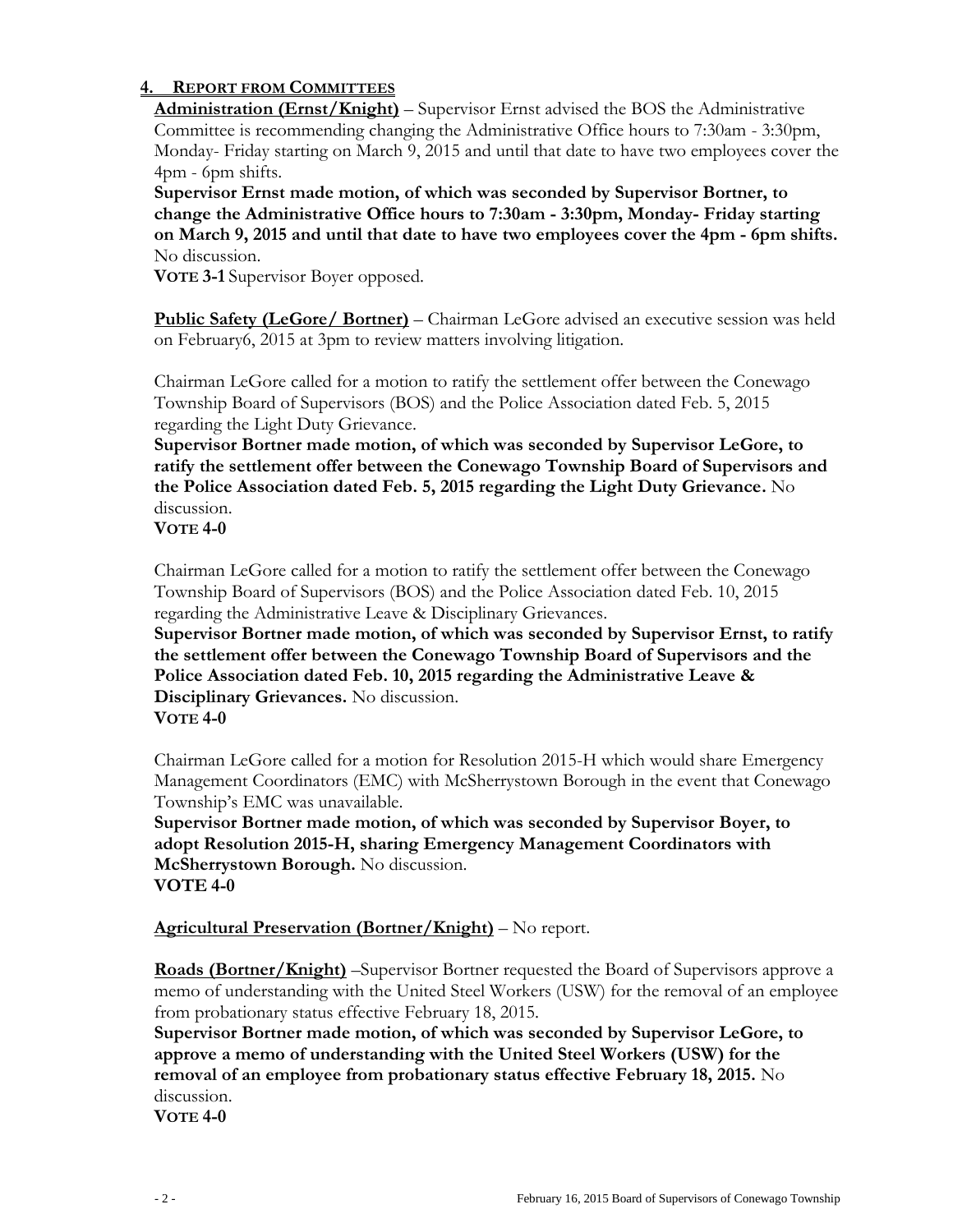## 4. Report from Committees

**Administration (Ernst/Knight)** – Supervisor Ernst advised the BOS the Administrative Committee is recommending changing the Administrative Office hours to 7:30am - 3:30pm, Monday- Friday starting on March 9, 2015 and until that date to have two employees cover the 4pm - 6pm shifts.

**Supervisor Ernst made motion, of which was seconded by Supervisor Bortner, to change the Administrative Office hours to 7:30am - 3:30pm, Monday- Friday starting on March 9, 2015 and until that date to have two employees cover the 4pm - 6pm shifts.** No discussion.

**VOTE 3-1** Supervisor Boyer opposed.

**Public Safety (LeGore/ Bortner)** – Chairman LeGore advised an executive session was held on February6, 2015 at 3pm to review matters involving litigation.

Chairman LeGore called for a motion to ratify the settlement offer between the Conewago Township Board of Supervisors (BOS) and the Police Association dated Feb. 5, 2015 regarding the Light Duty Grievance.

**Supervisor Bortner made motion, of which was seconded by Supervisor LeGore, to ratify the settlement offer between the Conewago Township Board of Supervisors and the Police Association dated Feb. 5, 2015 regarding the Light Duty Grievance.** No discussion.

**VOTE 4-0**

Chairman LeGore called for a motion to ratify the settlement offer between the Conewago Township Board of Supervisors (BOS) and the Police Association dated Feb. 10, 2015 regarding the Administrative Leave & Disciplinary Grievances.

**Supervisor Bortner made motion, of which was seconded by Supervisor Ernst, to ratify the settlement offer between the Conewago Township Board of Supervisors and the Police Association dated Feb. 10, 2015 regarding the Administrative Leave & Disciplinary Grievances.** No discussion.

**VOTE 4-0**

Chairman LeGore called for a motion for Resolution 2015-H which would share Emergency Management Coordinators (EMC) with McSherrystown Borough in the event that Conewago Township's EMC was unavailable.

**Supervisor Bortner made motion, of which was seconded by Supervisor Boyer, to adopt Resolution 2015-H, sharing Emergency Management Coordinators with McSherrystown Borough.** No discussion.

**VOTE 4-0**

**Agricultural Preservation (Bortner/Knight)** – No report.

**Roads (Bortner/Knight)** –Supervisor Bortner requested the Board of Supervisors approve a memo of understanding with the United Steel Workers (USW) for the removal of an employee from probationary status effective February 18, 2015.

**Supervisor Bortner made motion, of which was seconded by Supervisor LeGore, to approve a memo of understanding with the United Steel Workers (USW) for the removal of an employee from probationary status effective February 18, 2015.** No discussion.

**VOTE 4-0**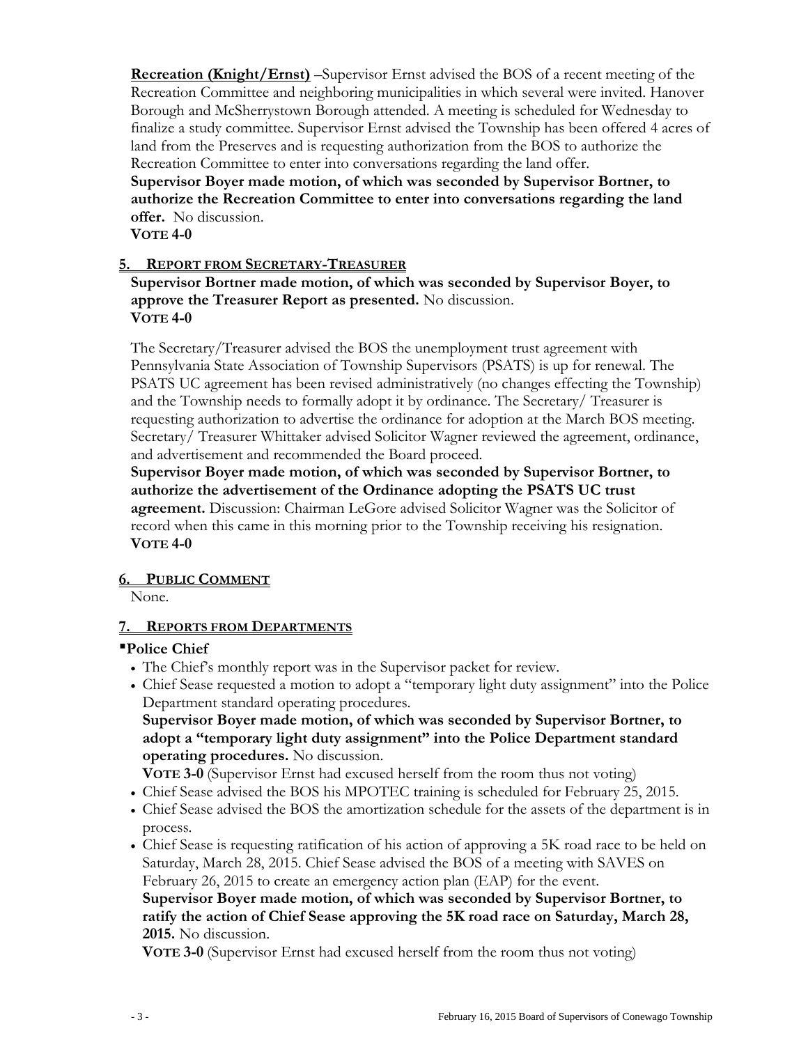**Recreation (Knight/Ernst)** –Supervisor Ernst advised the BOS of a recent meeting of the Recreation Committee and neighboring municipalities in which several were invited. Hanover Borough and McSherrystown Borough attended. A meeting is scheduled for Wednesday to finalize a study committee. Supervisor Ernst advised the Township has been offered 4 acres of land from the Preserves and is requesting authorization from the BOS to authorize the Recreation Committee to enter into conversations regarding the land offer.

**Supervisor Boyer made motion, of which was seconded by Supervisor Bortner, to authorize the Recreation Committee to enter into conversations regarding the land offer.** No discussion.

**VOTE 4-0**

## 5. REPORT FROM SECRETARY-TREASURER

**Supervisor Bortner made motion, of which was seconded by Supervisor Boyer, to approve the Treasurer Report as presented.** No discussion.

**VOTE 4-0**

The Secretary/Treasurer advised the BOS the unemployment trust agreement with Pennsylvania State Association of Township Supervisors (PSATS) is up for renewal. The PSATS UC agreement has been revised administratively (no changes effecting the Township) and the Township needs to formally adopt it by ordinance. The Secretary/ Treasurer is requesting authorization to advertise the ordinance for adoption at the March BOS meeting. Secretary/ Treasurer Whittaker advised Solicitor Wagner reviewed the agreement, ordinance, and advertisement and recommended the Board proceed.

**Supervisor Boyer made motion, of which was seconded by Supervisor Bortner, to authorize the advertisement of the Ordinance adopting the PSATS UC trust agreement.** Discussion: Chairman LeGore advised Solicitor Wagner was the Solicitor of record when this came in this morning prior to the Township receiving his resignation.

**VOTE 4-0**

## 6. PUBLIC COMMENT

None.

## 7. REPORTS FROM DEPARTMENTS

**▪Police Chief**

- The Chief's monthly report was in the Supervisor packet for review.
- Chief Sease requested a motion to adopt a "temporary light duty assignment" into the Police Department standard operating procedures.

  **Supervisor Boyer made motion, of which was seconded by Supervisor Bortner, to adopt a "temporary light duty assignment" into the Police Department standard operating procedures.** No discussion.

  **VOTE 3-0** (Supervisor Ernst had excused herself from the room thus not voting)
- Chief Sease advised the BOS his MPOTEC training is scheduled for February 25, 2015.
- Chief Sease advised the BOS the amortization schedule for the assets of the department is in process.
- Chief Sease is requesting ratification of his action of approving a 5K road race to be held on Saturday, March 28, 2015. Chief Sease advised the BOS of a meeting with SAVES on February 26, 2015 to create an emergency action plan (EAP) for the event.

  **Supervisor Boyer made motion, of which was seconded by Supervisor Bortner, to ratify the action of Chief Sease approving the 5K road race on Saturday, March 28, 2015.** No discussion.

  **VOTE 3-0** (Supervisor Ernst had excused herself from the room thus not voting)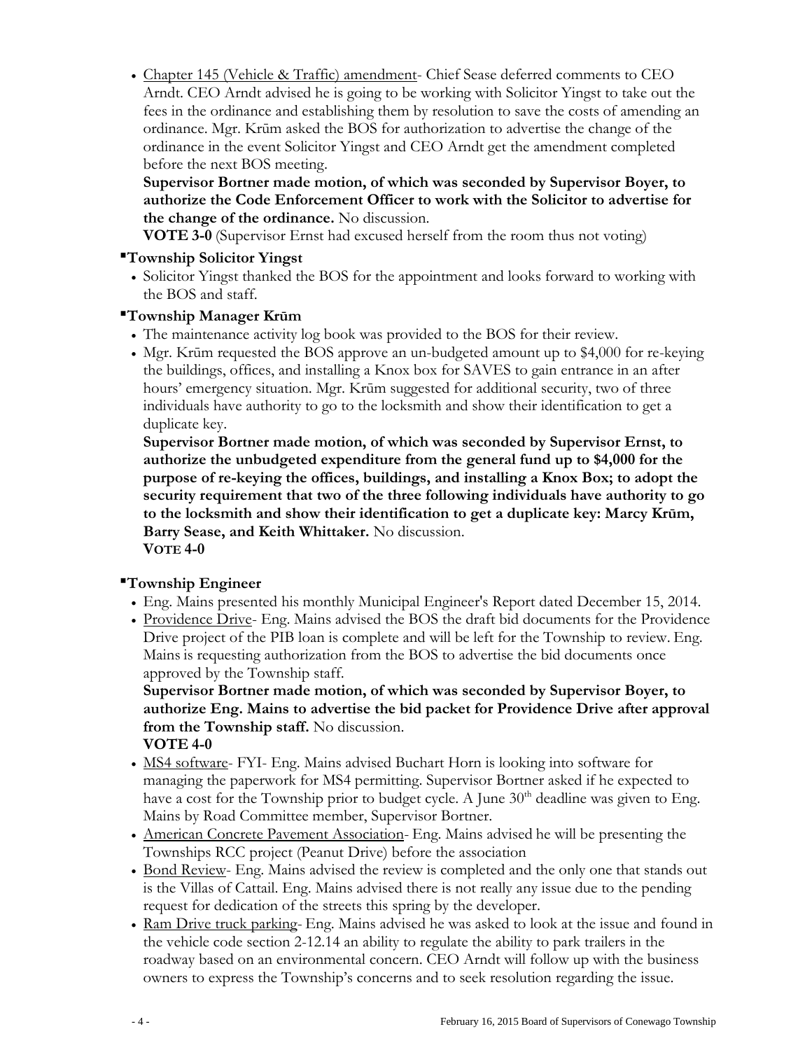- Chapter 145 (Vehicle & Traffic) amendment- Chief Sease deferred comments to CEO Arndt. CEO Arndt advised he is going to be working with Solicitor Yingst to take out the fees in the ordinance and establishing them by resolution to save the costs of amending an ordinance. Mgr. Krūm asked the BOS for authorization to advertise the change of the ordinance in the event Solicitor Yingst and CEO Arndt get the amendment completed before the next BOS meeting.

  **Supervisor Bortner made motion, of which was seconded by Supervisor Boyer, to authorize the Code Enforcement Officer to work with the Solicitor to advertise for the change of the ordinance.** No discussion.

  **VOTE 3-0** (Supervisor Ernst had excused herself from the room thus not voting)

## Township Solicitor Yingst

- Solicitor Yingst thanked the BOS for the appointment and looks forward to working with the BOS and staff.

## Township Manager Krūm

- The maintenance activity log book was provided to the BOS for their review.
- Mgr. Krūm requested the BOS approve an un-budgeted amount up to $4,000 for re-keying the buildings, offices, and installing a Knox box for SAVES to gain entrance in an after hours' emergency situation. Mgr. Krūm suggested for additional security, two of three individuals have authority to go to the locksmith and show their identification to get a duplicate key.

  **Supervisor Bortner made motion, of which was seconded by Supervisor Ernst, to authorize the unbudgeted expenditure from the general fund up to $4,000 for the purpose of re-keying the offices, buildings, and installing a Knox Box; to adopt the security requirement that two of the three following individuals have authority to go to the locksmith and show their identification to get a duplicate key: Marcy Krūm, Barry Sease, and Keith Whittaker.** No discussion.

  **VOTE 4-0**

## Township Engineer

- Eng. Mains presented his monthly Municipal Engineer's Report dated December 15, 2014.
- Providence Drive- Eng. Mains advised the BOS the draft bid documents for the Providence Drive project of the PIB loan is complete and will be left for the Township to review. Eng. Mains is requesting authorization from the BOS to advertise the bid documents once approved by the Township staff.

  **Supervisor Bortner made motion, of which was seconded by Supervisor Boyer, to authorize Eng. Mains to advertise the bid packet for Providence Drive after approval from the Township staff.** No discussion.

  **VOTE 4-0**
- MS4 software- FYI- Eng. Mains advised Buchart Horn is looking into software for managing the paperwork for MS4 permitting. Supervisor Bortner asked if he expected to have a cost for the Township prior to budget cycle. A June 30th deadline was given to Eng. Mains by Road Committee member, Supervisor Bortner.
- American Concrete Pavement Association- Eng. Mains advised he will be presenting the Townships RCC project (Peanut Drive) before the association
- Bond Review- Eng. Mains advised the review is completed and the only one that stands out is the Villas of Cattail. Eng. Mains advised there is not really any issue due to the pending request for dedication of the streets this spring by the developer.
- Ram Drive truck parking- Eng. Mains advised he was asked to look at the issue and found in the vehicle code section 2-12.14 an ability to regulate the ability to park trailers in the roadway based on an environmental concern. CEO Arndt will follow up with the business owners to express the Township's concerns and to seek resolution regarding the issue.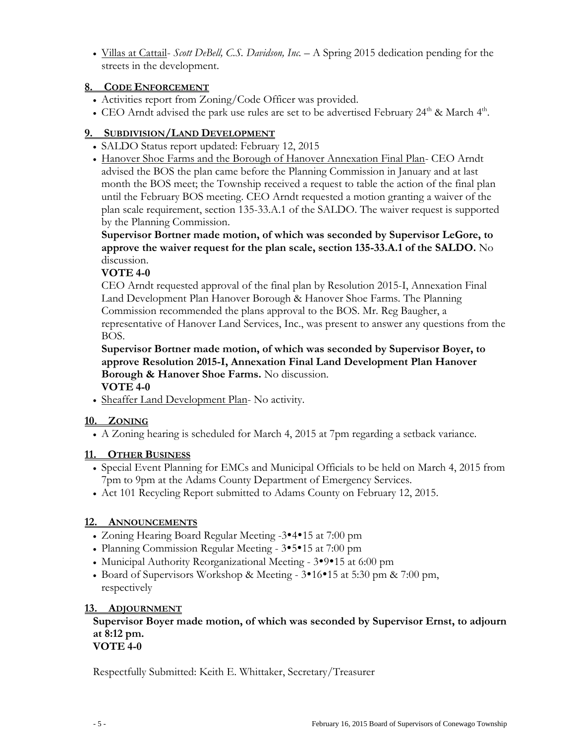- Villas at Cattail- *Scott DeBell, C.S. Davidson, Inc.* – A Spring 2015 dedication pending for the streets in the development.

## 8. CODE ENFORCEMENT

- Activities report from Zoning/Code Officer was provided.
- CEO Arndt advised the park use rules are set to be advertised February 24th & March 4th.

## 9. SUBDIVISION/LAND DEVELOPMENT

- SALDO Status report updated: February 12, 2015
- Hanover Shoe Farms and the Borough of Hanover Annexation Final Plan- CEO Arndt advised the BOS the plan came before the Planning Commission in January and at last month the BOS meet; the Township received a request to table the action of the final plan until the February BOS meeting. CEO Arndt requested a motion granting a waiver of the plan scale requirement, section 135-33.A.1 of the SALDO. The waiver request is supported by the Planning Commission.

  **Supervisor Bortner made motion, of which was seconded by Supervisor LeGore, to approve the waiver request for the plan scale, section 135-33.A.1 of the SALDO.** No discussion.

  **VOTE 4-0**

  CEO Arndt requested approval of the final plan by Resolution 2015-I, Annexation Final Land Development Plan Hanover Borough & Hanover Shoe Farms. The Planning Commission recommended the plans approval to the BOS. Mr. Reg Baugher, a representative of Hanover Land Services, Inc., was present to answer any questions from the BOS.

  **Supervisor Bortner made motion, of which was seconded by Supervisor Boyer, to approve Resolution 2015-I, Annexation Final Land Development Plan Hanover Borough & Hanover Shoe Farms.** No discussion.

  **VOTE 4-0**
- Sheaffer Land Development Plan- No activity.

## 10. ZONING

- A Zoning hearing is scheduled for March 4, 2015 at 7pm regarding a setback variance.

## 11. OTHER BUSINESS

- Special Event Planning for EMCs and Municipal Officials to be held on March 4, 2015 from 7pm to 9pm at the Adams County Department of Emergency Services.
- Act 101 Recycling Report submitted to Adams County on February 12, 2015.

## 12. ANNOUNCEMENTS

- Zoning Hearing Board Regular Meeting -3•4•15 at 7:00 pm
- Planning Commission Regular Meeting - 3•5•15 at 7:00 pm
- Municipal Authority Reorganizational Meeting - 3•9•15 at 6:00 pm
- Board of Supervisors Workshop & Meeting - 3•16•15 at 5:30 pm & 7:00 pm, respectively

## 13. ADJOURNMENT

**Supervisor Boyer made motion, of which was seconded by Supervisor Ernst, to adjourn at 8:12 pm.**

**VOTE 4-0**

Respectfully Submitted: Keith E. Whittaker, Secretary/Treasurer